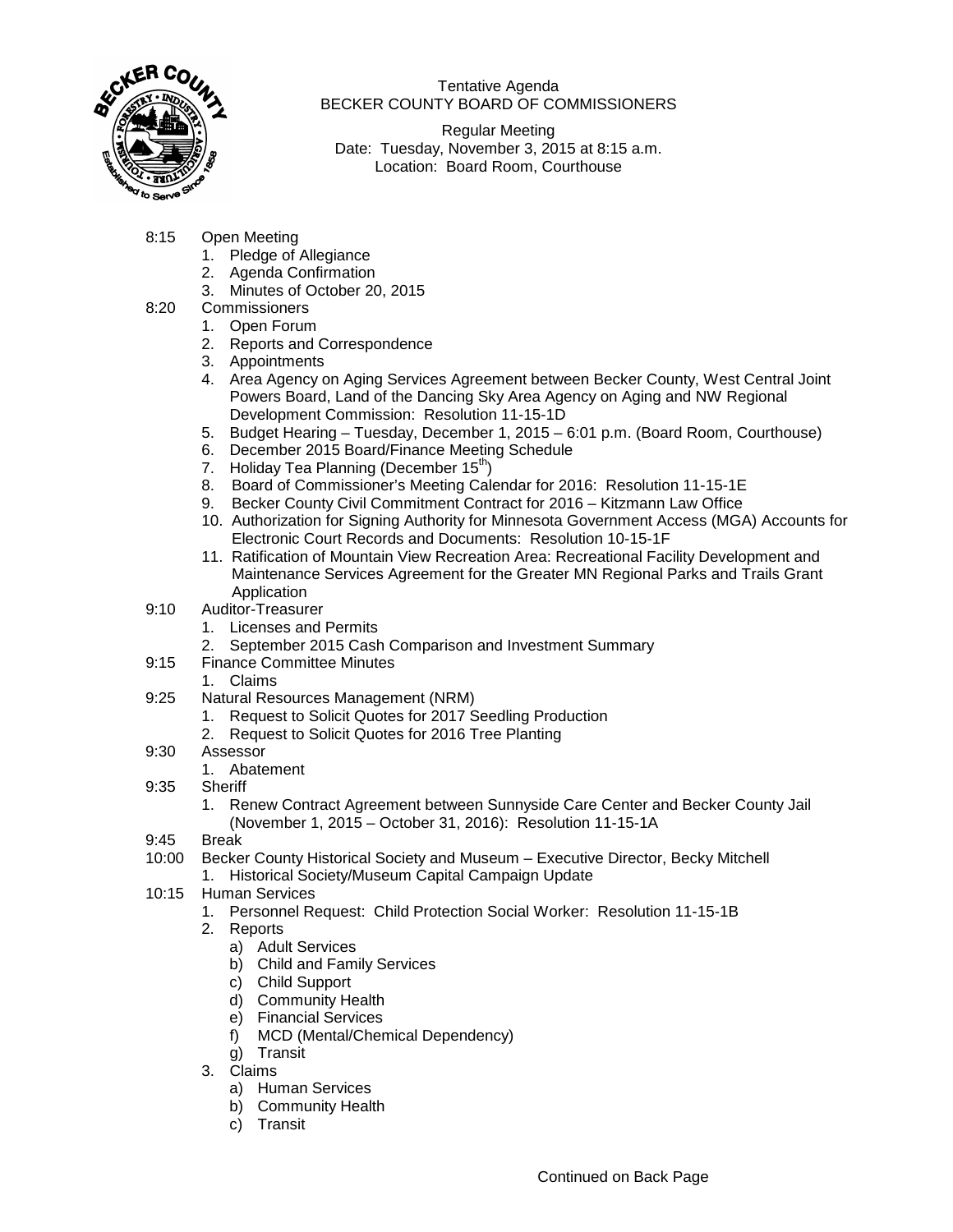Tentative Agenda
BECKER COUNTY BOARD OF COMMISSIONERS

Regular Meeting
Date: Tuesday, November 3, 2015 at 8:15 a.m.
Location: Board Room, Courthouse

8:15 Open Meeting
1. Pledge of Allegiance
2. Agenda Confirmation
3. Minutes of October 20, 2015

8:20 Commissioners
1. Open Forum
2. Reports and Correspondence
3. Appointments
4. Area Agency on Aging Services Agreement between Becker County, West Central Joint Powers Board, Land of the Dancing Sky Area Agency on Aging and NW Regional Development Commission: Resolution 11-15-1D
5. Budget Hearing – Tuesday, December 1, 2015 – 6:01 p.m. (Board Room, Courthouse)
6. December 2015 Board/Finance Meeting Schedule
7. Holiday Tea Planning (December 15th)
8. Board of Commissioner's Meeting Calendar for 2016: Resolution 11-15-1E
9. Becker County Civil Commitment Contract for 2016 – Kitzmann Law Office
10. Authorization for Signing Authority for Minnesota Government Access (MGA) Accounts for Electronic Court Records and Documents: Resolution 10-15-1F
11. Ratification of Mountain View Recreation Area: Recreational Facility Development and Maintenance Services Agreement for the Greater MN Regional Parks and Trails Grant Application

9:10 Auditor-Treasurer
1. Licenses and Permits
2. September 2015 Cash Comparison and Investment Summary

9:15 Finance Committee Minutes
1. Claims

9:25 Natural Resources Management (NRM)
1. Request to Solicit Quotes for 2017 Seedling Production
2. Request to Solicit Quotes for 2016 Tree Planting

9:30 Assessor
1. Abatement

9:35 Sheriff
1. Renew Contract Agreement between Sunnyside Care Center and Becker County Jail (November 1, 2015 – October 31, 2016): Resolution 11-15-1A

9:45 Break

10:00 Becker County Historical Society and Museum – Executive Director, Becky Mitchell
1. Historical Society/Museum Capital Campaign Update

10:15 Human Services
1. Personnel Request: Child Protection Social Worker: Resolution 11-15-1B
2. Reports
   a) Adult Services
   b) Child and Family Services
   c) Child Support
   d) Community Health
   e) Financial Services
   f) MCD (Mental/Chemical Dependency)
   g) Transit
3. Claims
   a) Human Services
   b) Community Health
   c) Transit

Continued on Back Page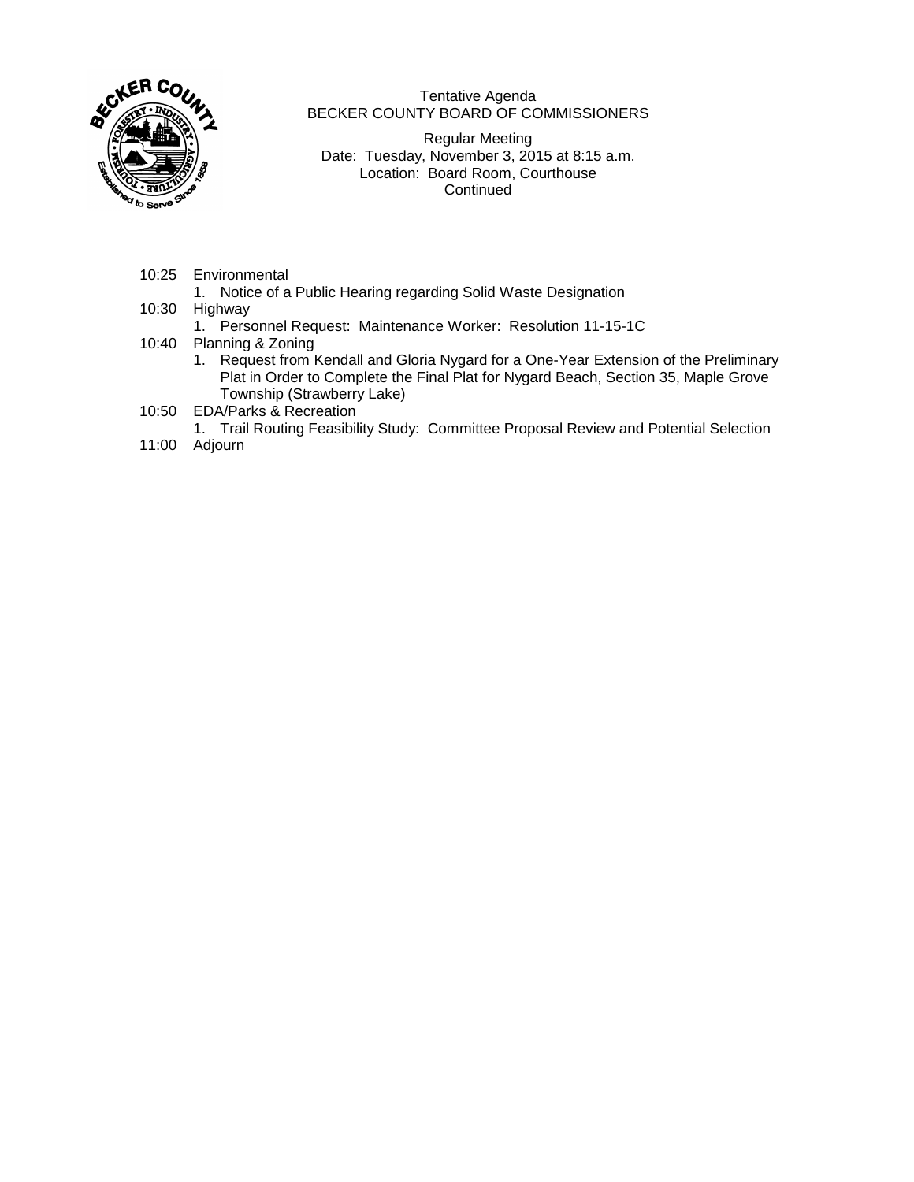Tentative Agenda
BECKER COUNTY BOARD OF COMMISSIONERS

Regular Meeting
Date: Tuesday, November 3, 2015 at 8:15 a.m.
Location: Board Room, Courthouse
Continued

- 10:25 Environmental
  1. Notice of a Public Hearing regarding Solid Waste Designation
- 10:30 Highway
  1. Personnel Request: Maintenance Worker: Resolution 11-15-1C
- 10:40 Planning & Zoning
  1. Request from Kendall and Gloria Nygard for a One-Year Extension of the Preliminary Plat in Order to Complete the Final Plat for Nygard Beach, Section 35, Maple Grove Township (Strawberry Lake)
- 10:50 EDA/Parks & Recreation
  1. Trail Routing Feasibility Study: Committee Proposal Review and Potential Selection
- 11:00 Adjourn